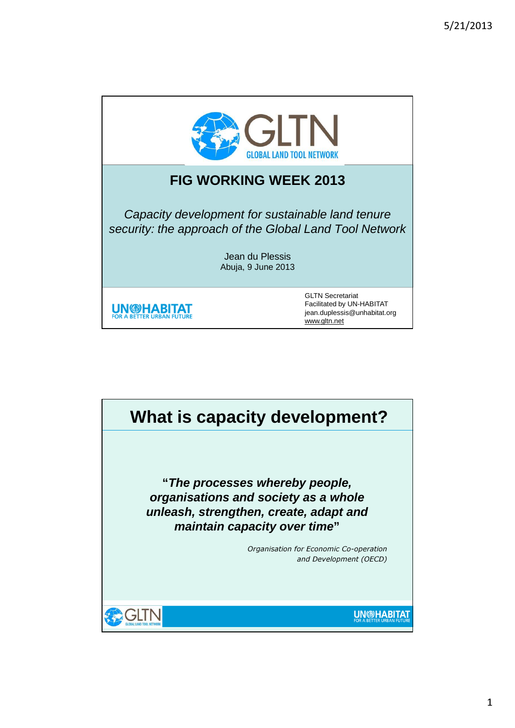GLTN
GLOBAL LAND TOOL NETWORK

# FIG WORKING WEEK 2013

*Capacity development for sustainable land tenure security: the approach of the Global Land Tool Network*

Jean du Plessis
Abuja, 9 June 2013

UN-HABITAT
FOR A BETTER URBAN FUTURE

GLTN Secretariat
Facilitated by UN-HABITAT
jean.duplessis@unhabitat.org
www.gltn.net

---

# What is capacity development?

**"*The processes whereby people, organisations and society as a whole unleash, strengthen, create, adapt and maintain capacity over time*"**

*Organisation for Economic Co-operation and Development (OECD)*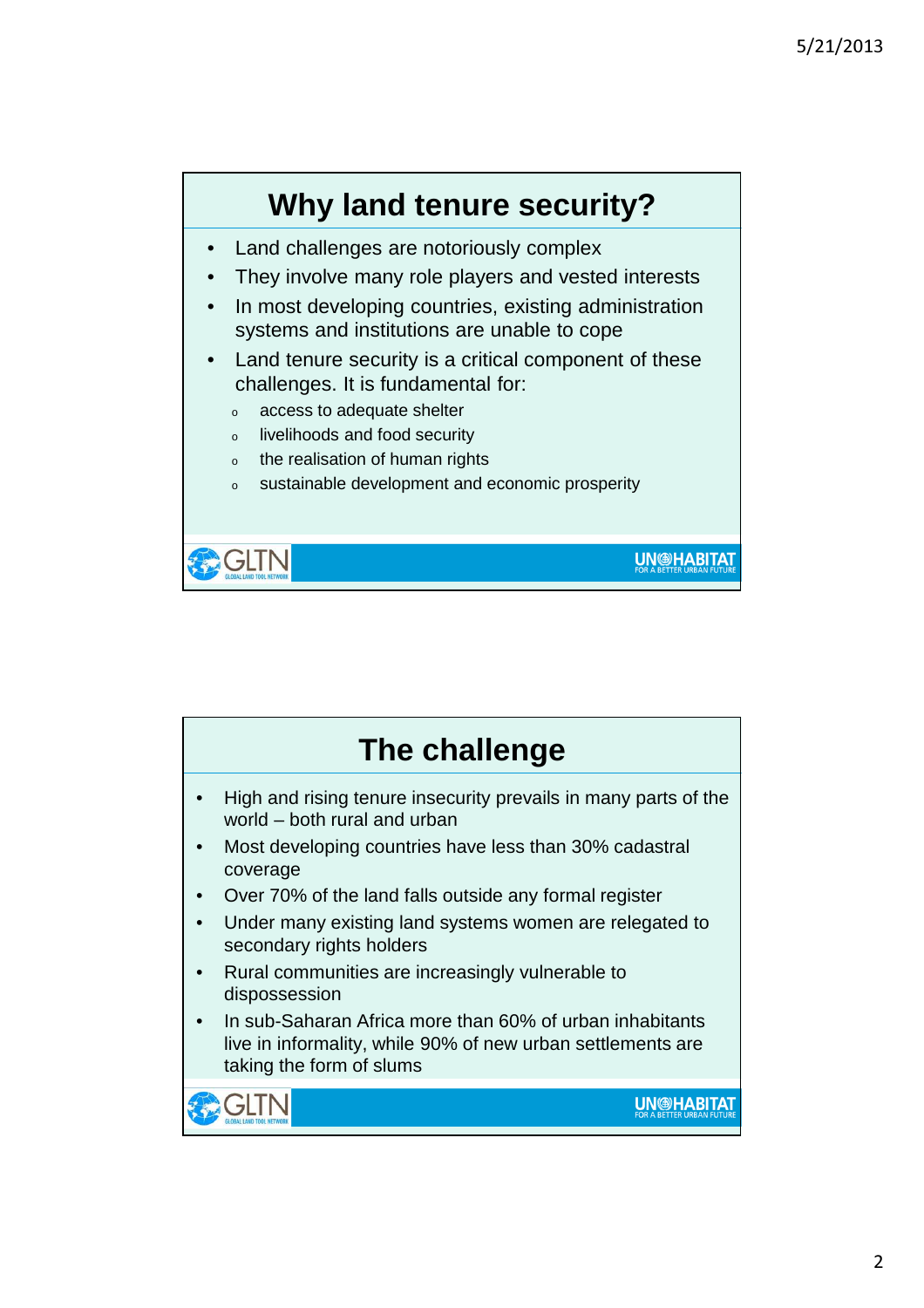## Why land tenure security?

- Land challenges are notoriously complex
- They involve many role players and vested interests
- In most developing countries, existing administration systems and institutions are unable to cope
- Land tenure security is a critical component of these challenges. It is fundamental for:
  - access to adequate shelter
  - livelihoods and food security
  - the realisation of human rights
  - sustainable development and economic prosperity

## The challenge

- High and rising tenure insecurity prevails in many parts of the world – both rural and urban
- Most developing countries have less than 30% cadastral coverage
- Over 70% of the land falls outside any formal register
- Under many existing land systems women are relegated to secondary rights holders
- Rural communities are increasingly vulnerable to dispossession
- In sub-Saharan Africa more than 60% of urban inhabitants live in informality, while 90% of new urban settlements are taking the form of slums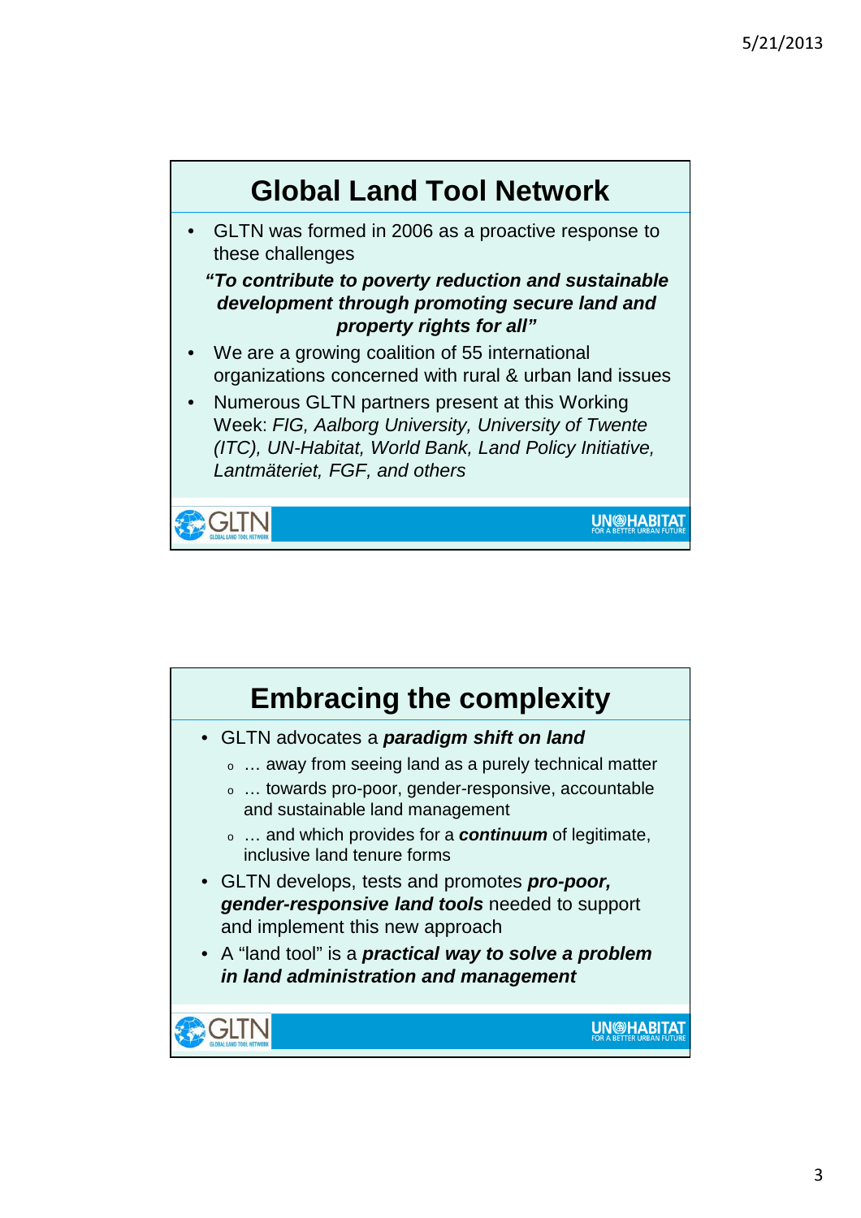## Global Land Tool Network

- GLTN was formed in 2006 as a proactive response to these challenges

***"To contribute to poverty reduction and sustainable development through promoting secure land and property rights for all"***

- We are a growing coalition of 55 international organizations concerned with rural & urban land issues
- Numerous GLTN partners present at this Working Week: *FIG, Aalborg University, University of Twente (ITC), UN-Habitat, World Bank, Land Policy Initiative, Lantmäteriet, FGF, and others*

## Embracing the complexity

- GLTN advocates a ***paradigm shift on land***
  - … away from seeing land as a purely technical matter
  - … towards pro-poor, gender-responsive, accountable and sustainable land management
  - … and which provides for a ***continuum*** of legitimate, inclusive land tenure forms
- GLTN develops, tests and promotes ***pro-poor, gender-responsive land tools*** needed to support and implement this new approach
- A "land tool" is a ***practical way to solve a problem in land administration and management***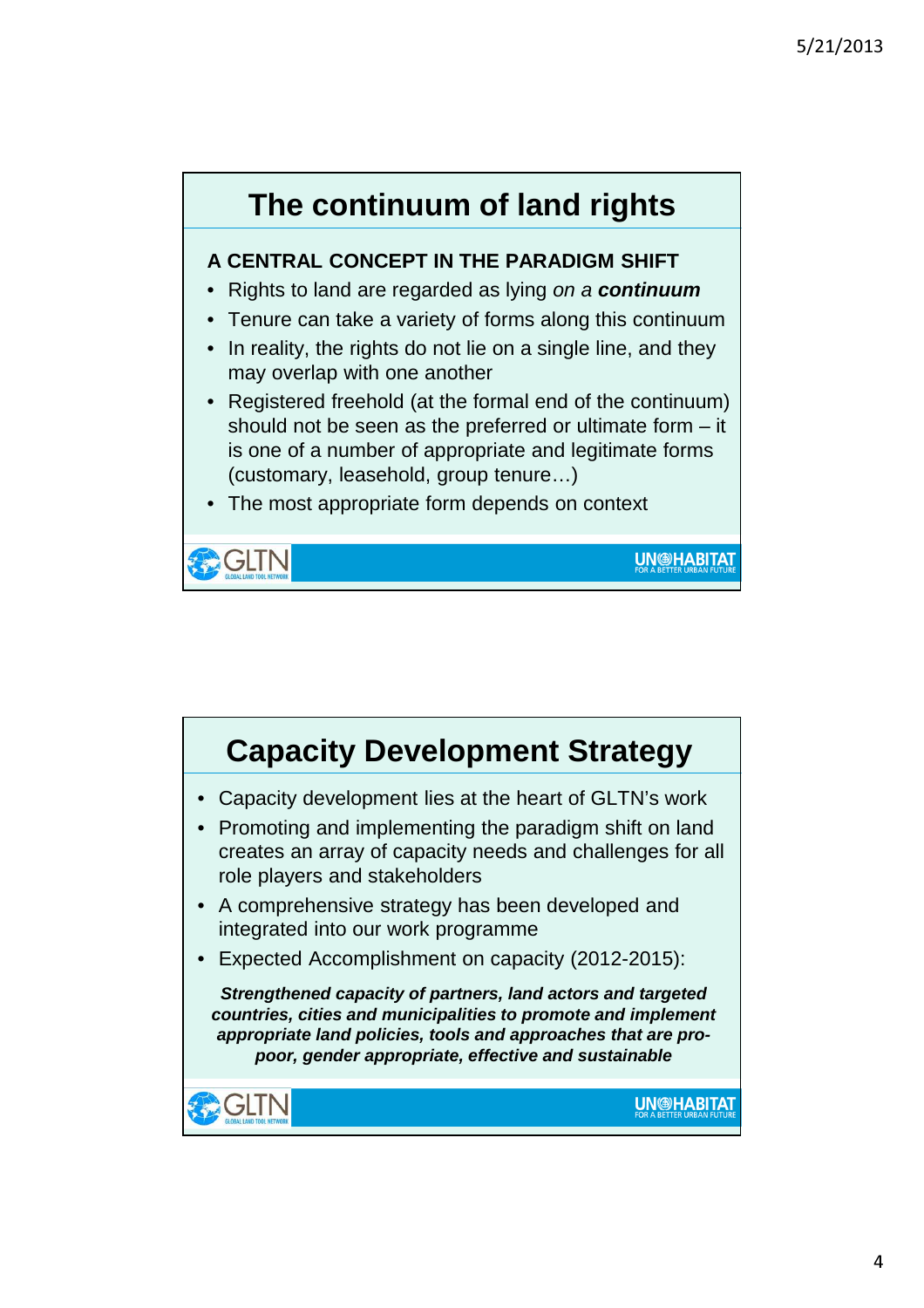# The continuum of land rights

**A CENTRAL CONCEPT IN THE PARADIGM SHIFT**

- Rights to land are regarded as lying *on a* ***continuum***
- Tenure can take a variety of forms along this continuum
- In reality, the rights do not lie on a single line, and they may overlap with one another
- Registered freehold (at the formal end of the continuum) should not be seen as the preferred or ultimate form – it is one of a number of appropriate and legitimate forms (customary, leasehold, group tenure…)
- The most appropriate form depends on context

GLTN GLOBAL LAND TOOL NETWORK

UN-HABITAT FOR A BETTER URBAN FUTURE

# Capacity Development Strategy

- Capacity development lies at the heart of GLTN's work
- Promoting and implementing the paradigm shift on land creates an array of capacity needs and challenges for all role players and stakeholders
- A comprehensive strategy has been developed and integrated into our work programme
- Expected Accomplishment on capacity (2012-2015):

***Strengthened capacity of partners, land actors and targeted countries, cities and municipalities to promote and implement appropriate land policies, tools and approaches that are pro-poor, gender appropriate, effective and sustainable***

GLTN GLOBAL LAND TOOL NETWORK

UN-HABITAT FOR A BETTER URBAN FUTURE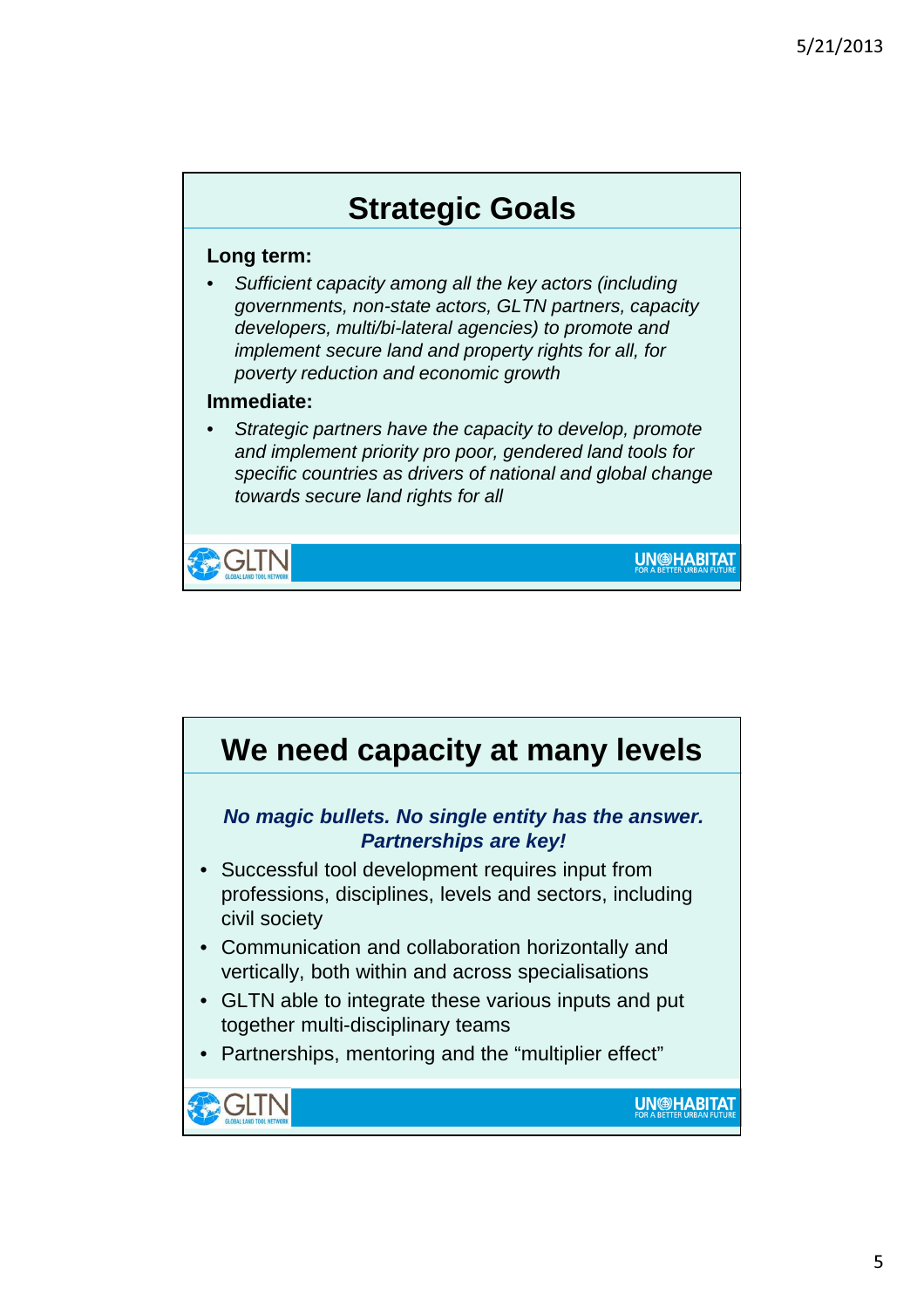## Strategic Goals

**Long term:**

- *Sufficient capacity among all the key actors (including governments, non-state actors, GLTN partners, capacity developers, multi/bi-lateral agencies) to promote and implement secure land and property rights for all, for poverty reduction and economic growth*

**Immediate:**

- *Strategic partners have the capacity to develop, promote and implement priority pro poor, gendered land tools for specific countries as drivers of national and global change towards secure land rights for all*

## We need capacity at many levels

***No magic bullets. No single entity has the answer. Partnerships are key!***

- Successful tool development requires input from professions, disciplines, levels and sectors, including civil society
- Communication and collaboration horizontally and vertically, both within and across specialisations
- GLTN able to integrate these various inputs and put together multi-disciplinary teams
- Partnerships, mentoring and the "multiplier effect"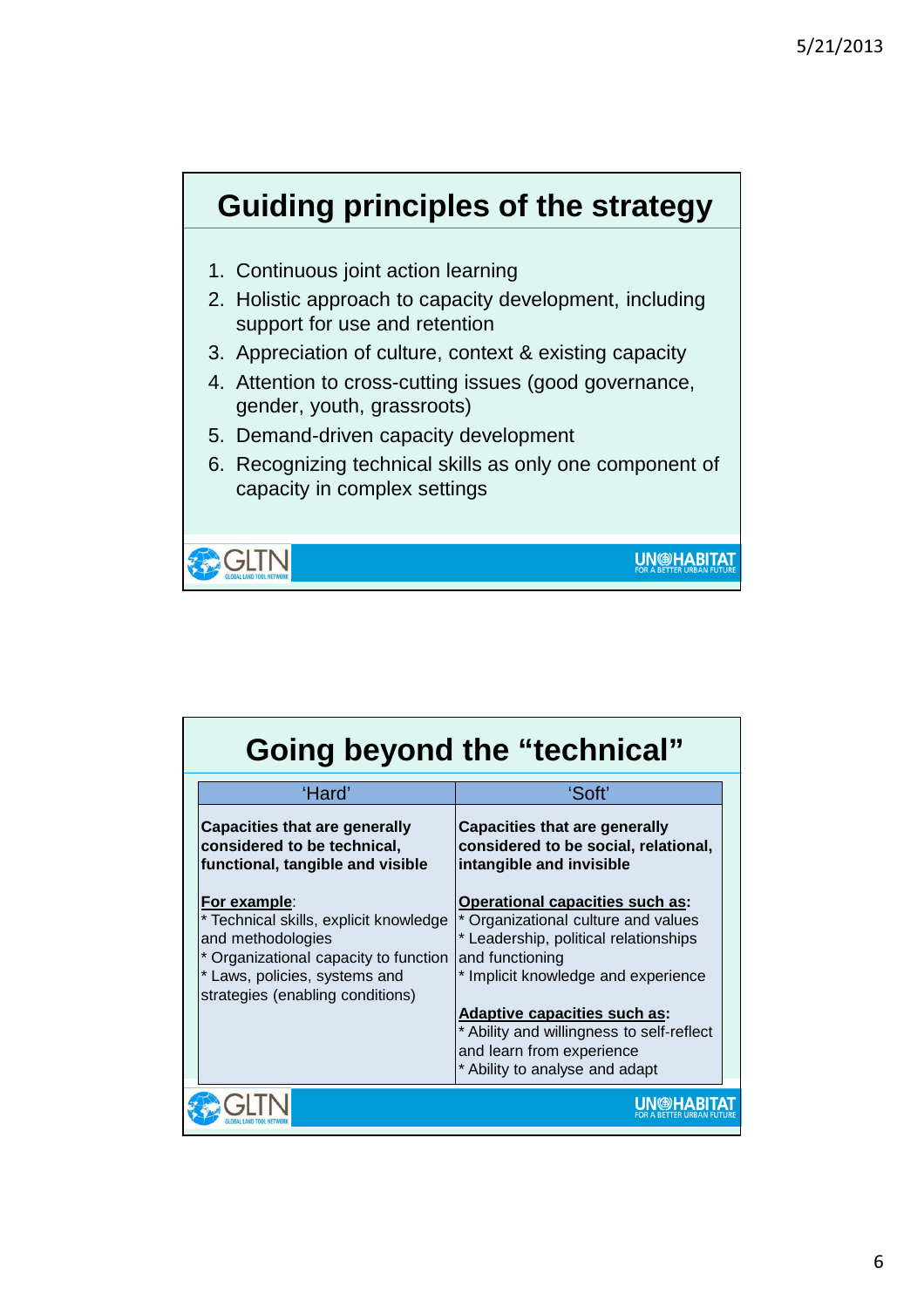## Guiding principles of the strategy

1. Continuous joint action learning
2. Holistic approach to capacity development, including support for use and retention
3. Appreciation of culture, context & existing capacity
4. Attention to cross-cutting issues (good governance, gender, youth, grassroots)
5. Demand-driven capacity development
6. Recognizing technical skills as only one component of capacity in complex settings

## Going beyond the "technical"

| 'Hard' | 'Soft' |
|---|---|
| **Capacities that are generally considered to be technical, functional, tangible and visible**<br><br>**For example**:<br>* Technical skills, explicit knowledge and methodologies<br>* Organizational capacity to function<br>* Laws, policies, systems and strategies (enabling conditions) | **Capacities that are generally considered to be social, relational, intangible and invisible**<br><br>**Operational capacities such as:**<br>* Organizational culture and values<br>* Leadership, political relationships and functioning<br>* Implicit knowledge and experience<br><br>**Adaptive capacities such as:**<br>* Ability and willingness to self-reflect and learn from experience<br>* Ability to analyse and adapt |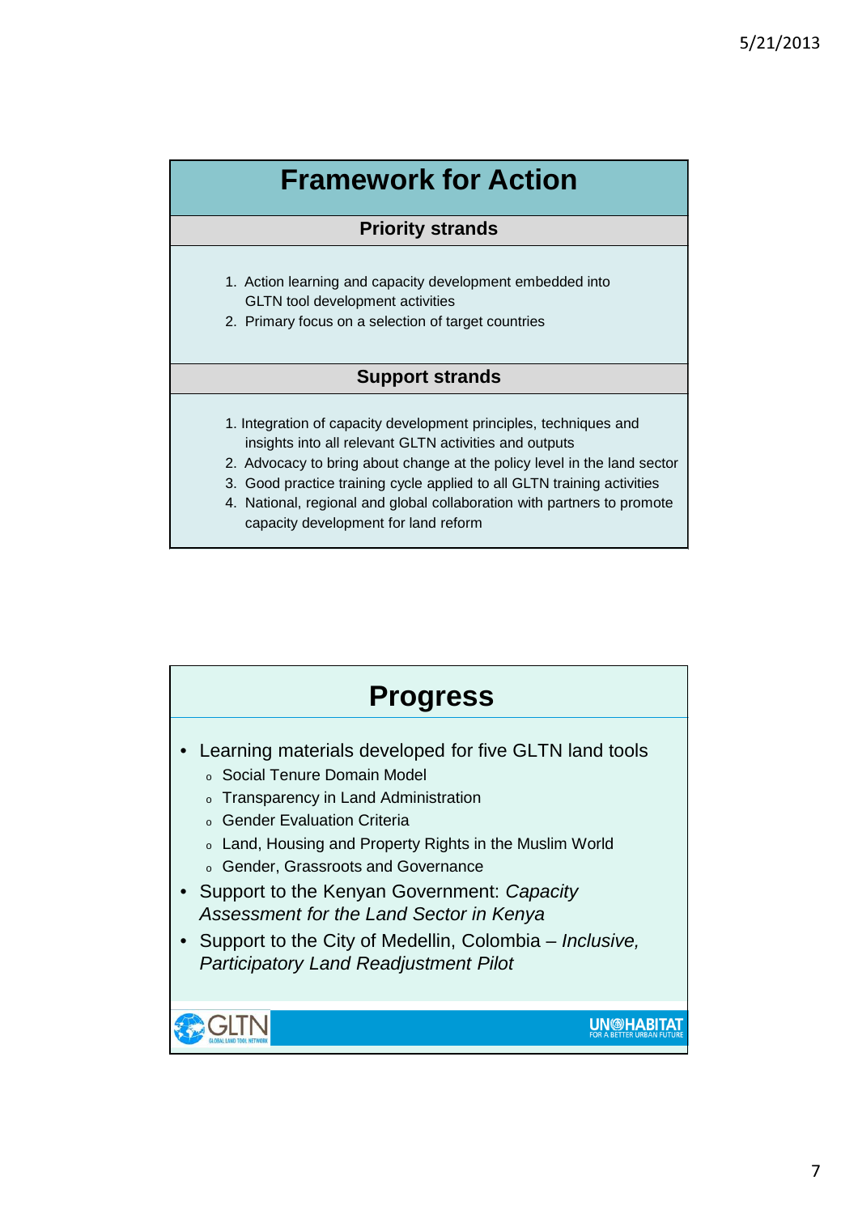# Framework for Action

## Priority strands

1. Action learning and capacity development embedded into GLTN tool development activities
2. Primary focus on a selection of target countries

## Support strands

1. Integration of capacity development principles, techniques and insights into all relevant GLTN activities and outputs
2. Advocacy to bring about change at the policy level in the land sector
3. Good practice training cycle applied to all GLTN training activities
4. National, regional and global collaboration with partners to promote capacity development for land reform

# Progress

- Learning materials developed for five GLTN land tools
  - Social Tenure Domain Model
  - Transparency in Land Administration
  - Gender Evaluation Criteria
  - Land, Housing and Property Rights in the Muslim World
  - Gender, Grassroots and Governance
- Support to the Kenyan Government: *Capacity Assessment for the Land Sector in Kenya*
- Support to the City of Medellin, Colombia – *Inclusive, Participatory Land Readjustment Pilot*

GLTN GLOBAL LAND TOOL NETWORK

UN-HABITAT FOR A BETTER URBAN FUTURE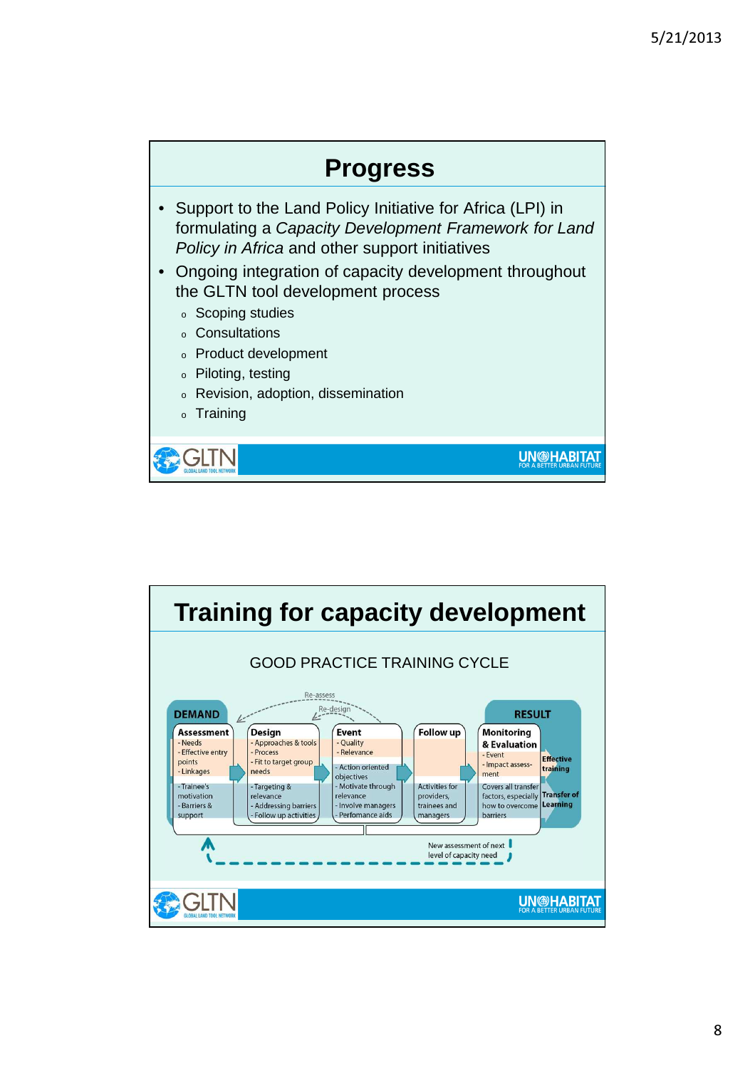## Progress

- Support to the Land Policy Initiative for Africa (LPI) in formulating a *Capacity Development Framework for Land Policy in Africa* and other support initiatives
- Ongoing integration of capacity development throughout the GLTN tool development process
  - Scoping studies
  - Consultations
  - Product development
  - Piloting, testing
  - Revision, adoption, dissemination
  - Training

## Training for capacity development

GOOD PRACTICE TRAINING CYCLE

DEMAND — RESULT

Re-assess / Re-design

**Assessment**
- Needs
- Effective entry points
- Linkages
- Trainee's motivation
- Barriers & support

**Design**
- Approaches & tools
- Process
- Fit to target group needs
- Targeting & relevance
- Addressing barriers
- Follow up activities

**Event**
- Quality
- Relevance
- Action oriented objectives
- Motivate through relevance
- Involve managers
- Perfomance aids

**Follow up**

Activities for providers, trainees and managers

**Monitoring & Evaluation**
- Event
- Impact assess-ment

Covers all transfer factors, especially how to overcome barriers

Effective training

Transfer of Learning

New assessment of next level of capacity need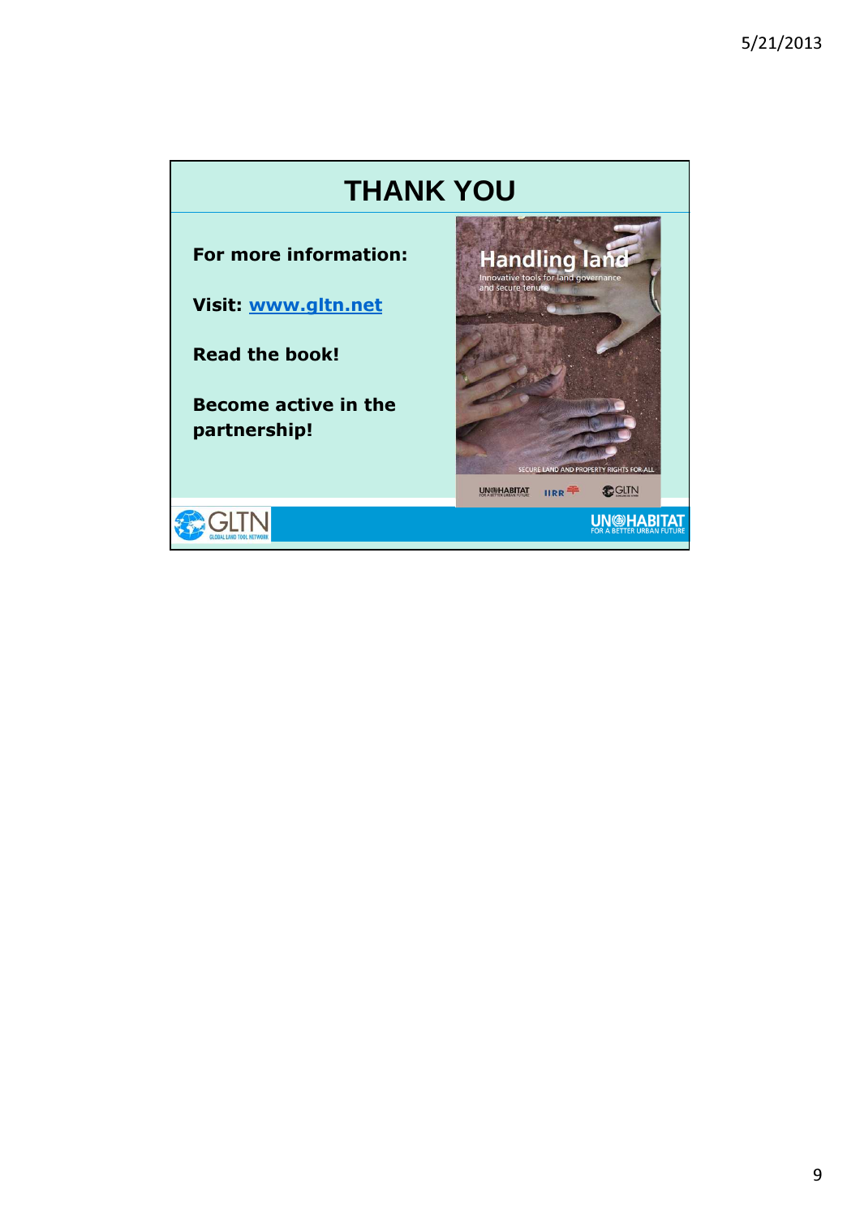# THANK YOU

**For more information:**

**Visit: www.gltn.net**

**Read the book!**

**Become active in the partnership!**

Handling land

Innovative tools for land governance and secure tenure

SECURE LAND AND PROPERTY RIGHTS FOR ALL

UN-HABITAT IIRR GLTN

GLTN GLOBAL LAND TOOL NETWORK

UN-HABITAT FOR A BETTER URBAN FUTURE